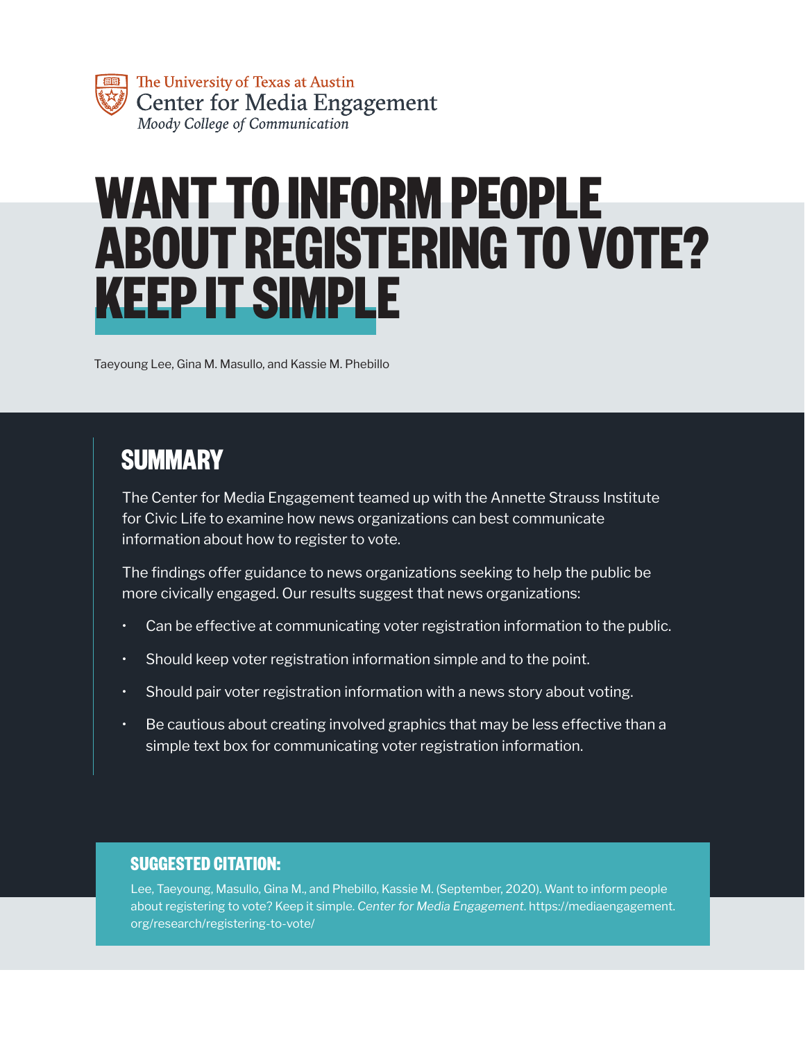The University of Texas at Austin
Center for Media Engagement
*Moody College of Communication*

# WANT TO INFORM PEOPLE ABOUT REGISTERING TO VOTE? KEEP IT SIMPLE

Taeyoung Lee, Gina M. Masullo, and Kassie M. Phebillo

## SUMMARY

The Center for Media Engagement teamed up with the Annette Strauss Institute for Civic Life to examine how news organizations can best communicate information about how to register to vote.

The findings offer guidance to news organizations seeking to help the public be more civically engaged. Our results suggest that news organizations:

- Can be effective at communicating voter registration information to the public.
- Should keep voter registration information simple and to the point.
- Should pair voter registration information with a news story about voting.
- Be cautious about creating involved graphics that may be less effective than a simple text box for communicating voter registration information.

### SUGGESTED CITATION:

Lee, Taeyoung, Masullo, Gina M., and Phebillo, Kassie M. (September, 2020). Want to inform people about registering to vote? Keep it simple. *Center for Media Engagement*. https://mediaengagement.org/research/registering-to-vote/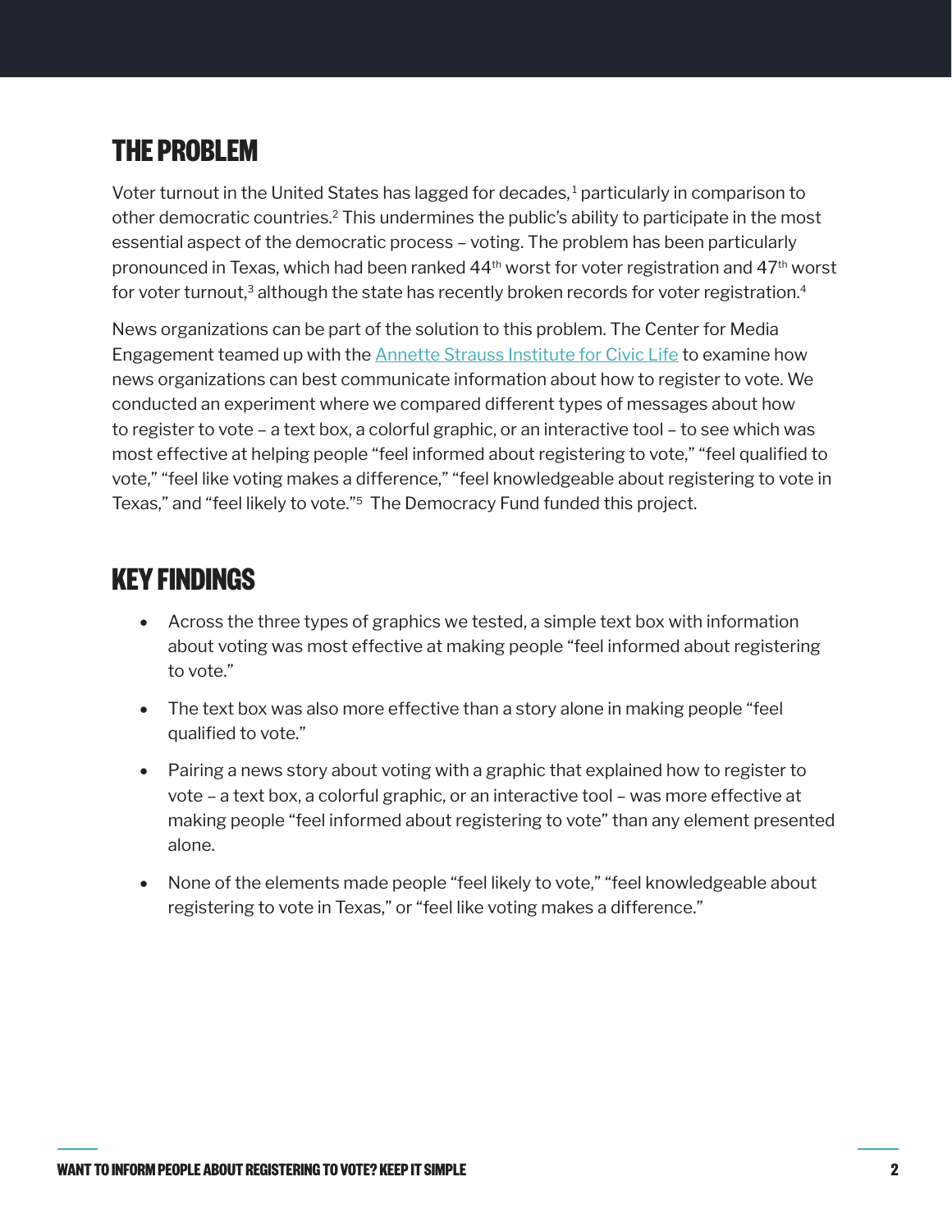## THE PROBLEM

Voter turnout in the United States has lagged for decades,[1] particularly in comparison to other democratic countries.[2] This undermines the public's ability to participate in the most essential aspect of the democratic process – voting. The problem has been particularly pronounced in Texas, which had been ranked 44th worst for voter registration and 47th worst for voter turnout,[3] although the state has recently broken records for voter registration.[4]

News organizations can be part of the solution to this problem. The Center for Media Engagement teamed up with the Annette Strauss Institute for Civic Life to examine how news organizations can best communicate information about how to register to vote. We conducted an experiment where we compared different types of messages about how to register to vote – a text box, a colorful graphic, or an interactive tool – to see which was most effective at helping people "feel informed about registering to vote," "feel qualified to vote," "feel like voting makes a difference," "feel knowledgeable about registering to vote in Texas," and "feel likely to vote."[5] The Democracy Fund funded this project.

## KEY FINDINGS

- Across the three types of graphics we tested, a simple text box with information about voting was most effective at making people "feel informed about registering to vote."
- The text box was also more effective than a story alone in making people "feel qualified to vote."
- Pairing a news story about voting with a graphic that explained how to register to vote – a text box, a colorful graphic, or an interactive tool – was more effective at making people "feel informed about registering to vote" than any element presented alone.
- None of the elements made people "feel likely to vote," "feel knowledgeable about registering to vote in Texas," or "feel like voting makes a difference."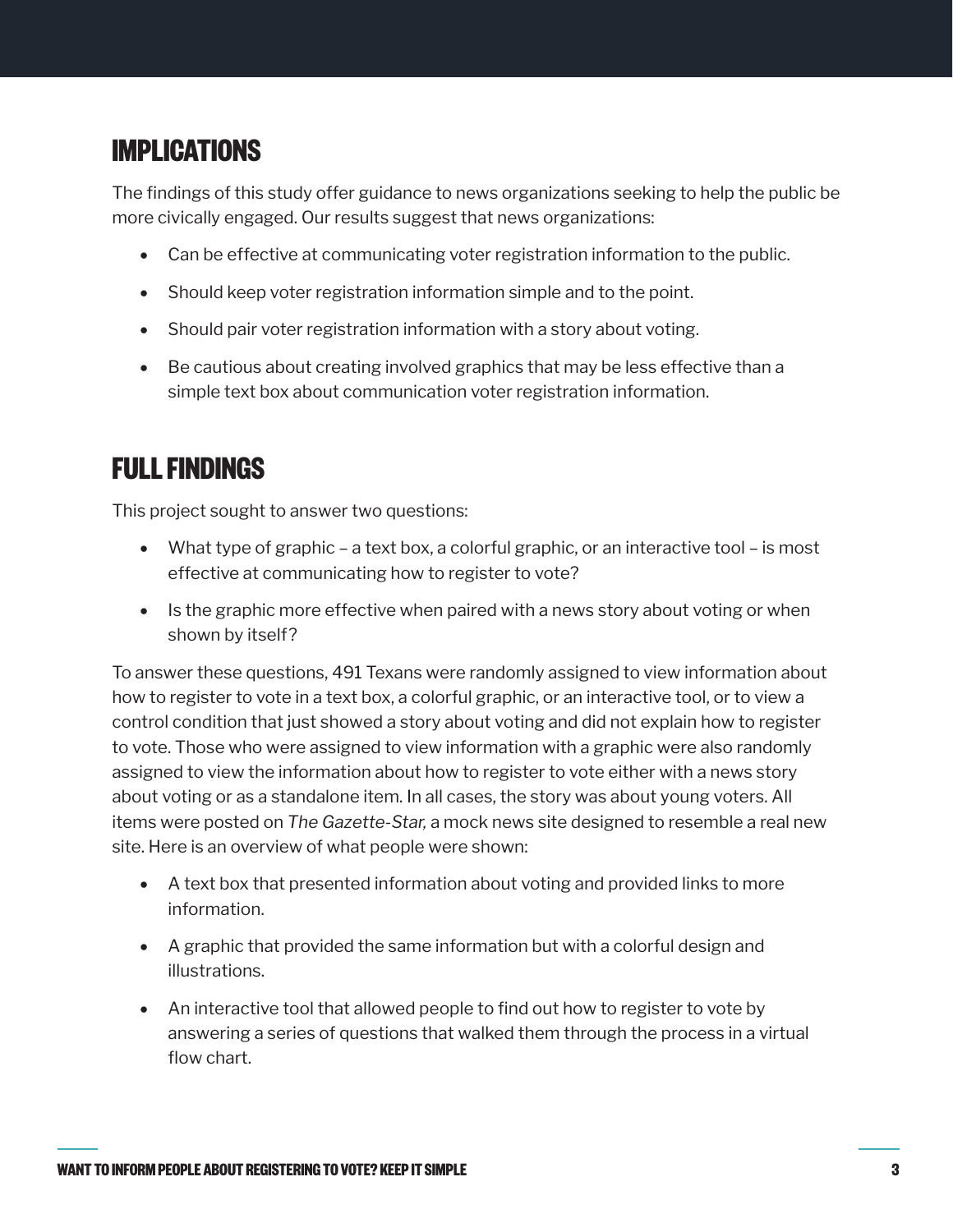## IMPLICATIONS

The findings of this study offer guidance to news organizations seeking to help the public be more civically engaged. Our results suggest that news organizations:

- Can be effective at communicating voter registration information to the public.
- Should keep voter registration information simple and to the point.
- Should pair voter registration information with a story about voting.
- Be cautious about creating involved graphics that may be less effective than a simple text box about communication voter registration information.

## FULL FINDINGS

This project sought to answer two questions:

- What type of graphic – a text box, a colorful graphic, or an interactive tool – is most effective at communicating how to register to vote?
- Is the graphic more effective when paired with a news story about voting or when shown by itself?

To answer these questions, 491 Texans were randomly assigned to view information about how to register to vote in a text box, a colorful graphic, or an interactive tool, or to view a control condition that just showed a story about voting and did not explain how to register to vote. Those who were assigned to view information with a graphic were also randomly assigned to view the information about how to register to vote either with a news story about voting or as a standalone item. In all cases, the story was about young voters. All items were posted on *The Gazette-Star,* a mock news site designed to resemble a real new site. Here is an overview of what people were shown:

- A text box that presented information about voting and provided links to more information.
- A graphic that provided the same information but with a colorful design and illustrations.
- An interactive tool that allowed people to find out how to register to vote by answering a series of questions that walked them through the process in a virtual flow chart.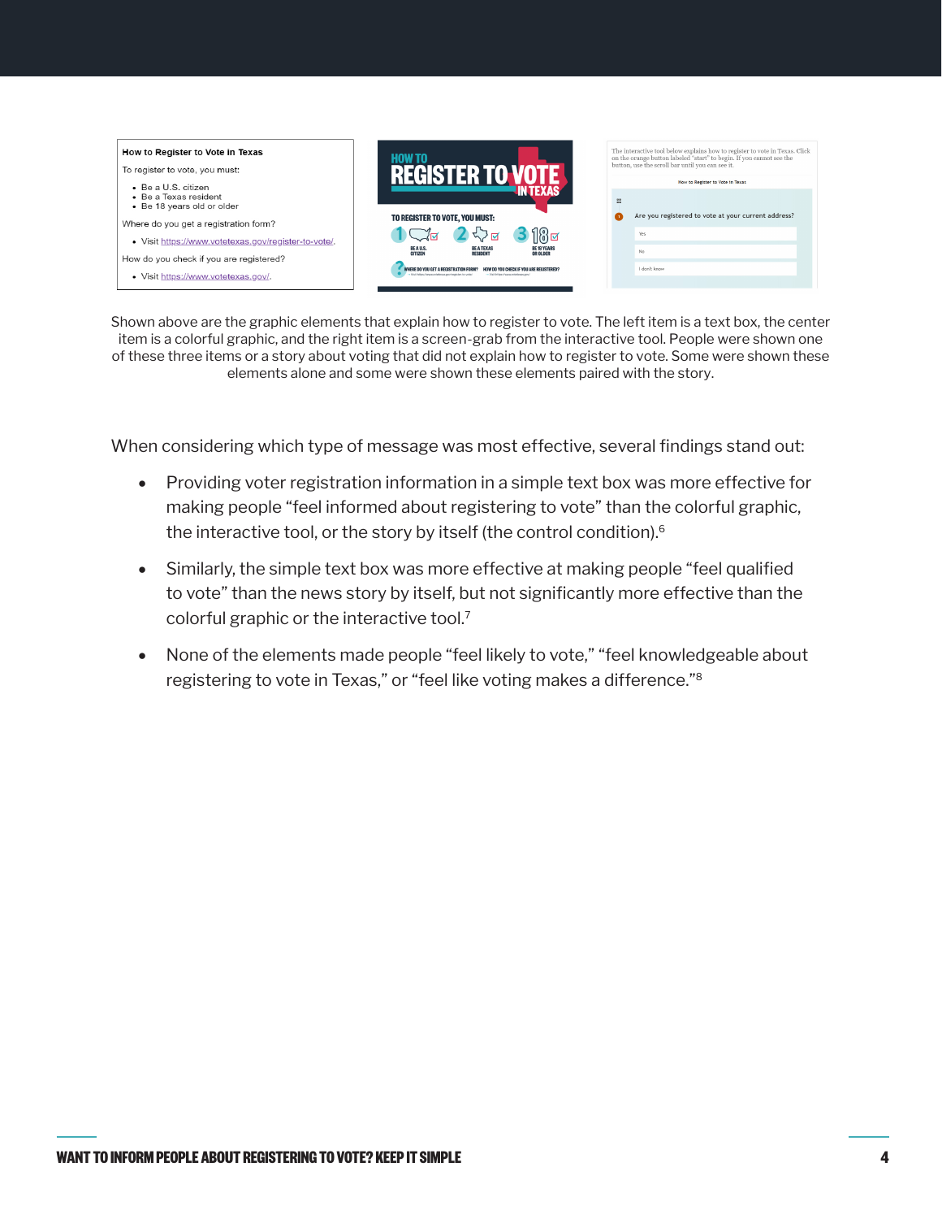How to Register to Vote in Texas

To register to vote, you must:

- Be a U.S. citizen
- Be a Texas resident
- Be 18 years old or older

Where do you get a registration form?

- Visit https://www.votetexas.gov/register-to-vote/.

How do you check if you are registered?

- Visit https://www.votetexas.gov/.

Shown above are the graphic elements that explain how to register to vote. The left item is a text box, the center item is a colorful graphic, and the right item is a screen-grab from the interactive tool. People were shown one of these three items or a story about voting that did not explain how to register to vote. Some were shown these elements alone and some were shown these elements paired with the story.

When considering which type of message was most effective, several findings stand out:

- Providing voter registration information in a simple text box was more effective for making people "feel informed about registering to vote" than the colorful graphic, the interactive tool, or the story by itself (the control condition).[6]
- Similarly, the simple text box was more effective at making people "feel qualified to vote" than the news story by itself, but not significantly more effective than the colorful graphic or the interactive tool.[7]
- None of the elements made people "feel likely to vote," "feel knowledgeable about registering to vote in Texas," or "feel like voting makes a difference."[8]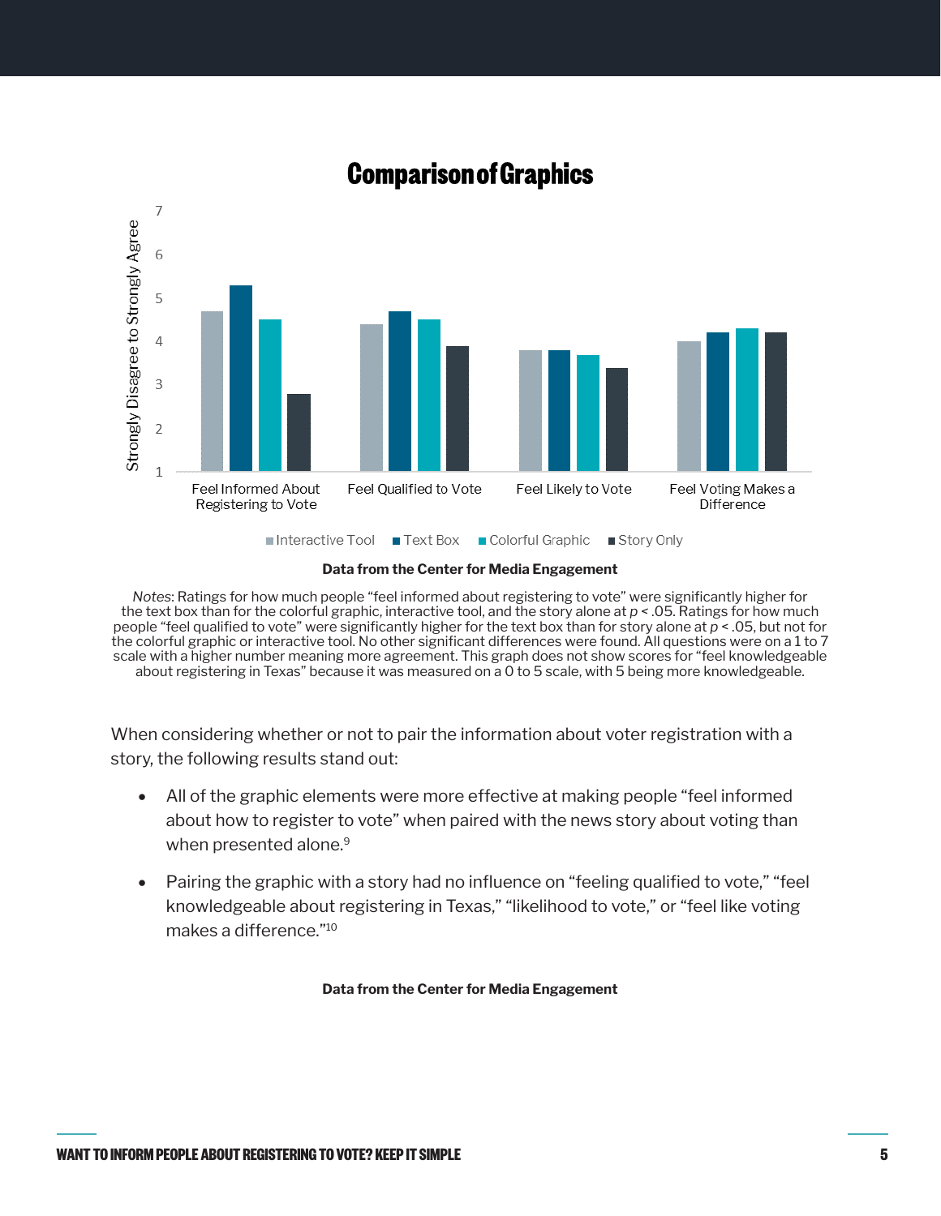## Comparison of Graphics

**Data from the Center for Media Engagement**

*Notes*: Ratings for how much people "feel informed about registering to vote" were significantly higher for the text box than for the colorful graphic, interactive tool, and the story alone at $p < .05$. Ratings for how much people "feel qualified to vote" were significantly higher for the text box than for story alone at $p < .05$, but not for the colorful graphic or interactive tool. No other significant differences were found. All questions were on a 1 to 7 scale with a higher number meaning more agreement. This graph does not show scores for "feel knowledgeable about registering in Texas" because it was measured on a 0 to 5 scale, with 5 being more knowledgeable.

When considering whether or not to pair the information about voter registration with a story, the following results stand out:

- All of the graphic elements were more effective at making people "feel informed about how to register to vote" when paired with the news story about voting than when presented alone.[9]
- Pairing the graphic with a story had no influence on "feeling qualified to vote," "feel knowledgeable about registering in Texas," "likelihood to vote," or "feel like voting makes a difference."[10]

**Data from the Center for Media Engagement**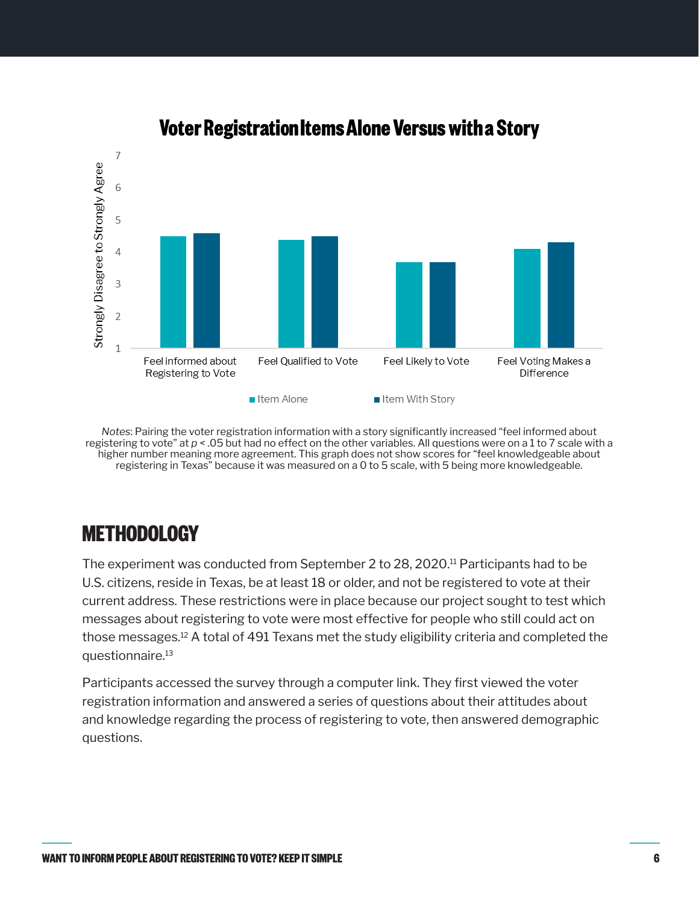## Voter Registration Items Alone Versus with a Story

*Notes*: Pairing the voter registration information with a story significantly increased "feel informed about registering to vote" at $p < .05$ but had no effect on the other variables. All questions were on a 1 to 7 scale with a higher number meaning more agreement. This graph does not show scores for "feel knowledgeable about registering in Texas" because it was measured on a 0 to 5 scale, with 5 being more knowledgeable.

## METHODOLOGY

The experiment was conducted from September 2 to 28, 2020.[11] Participants had to be U.S. citizens, reside in Texas, be at least 18 or older, and not be registered to vote at their current address. These restrictions were in place because our project sought to test which messages about registering to vote were most effective for people who still could act on those messages.[12] A total of 491 Texans met the study eligibility criteria and completed the questionnaire.[13]

Participants accessed the survey through a computer link. They first viewed the voter registration information and answered a series of questions about their attitudes about and knowledge regarding the process of registering to vote, then answered demographic questions.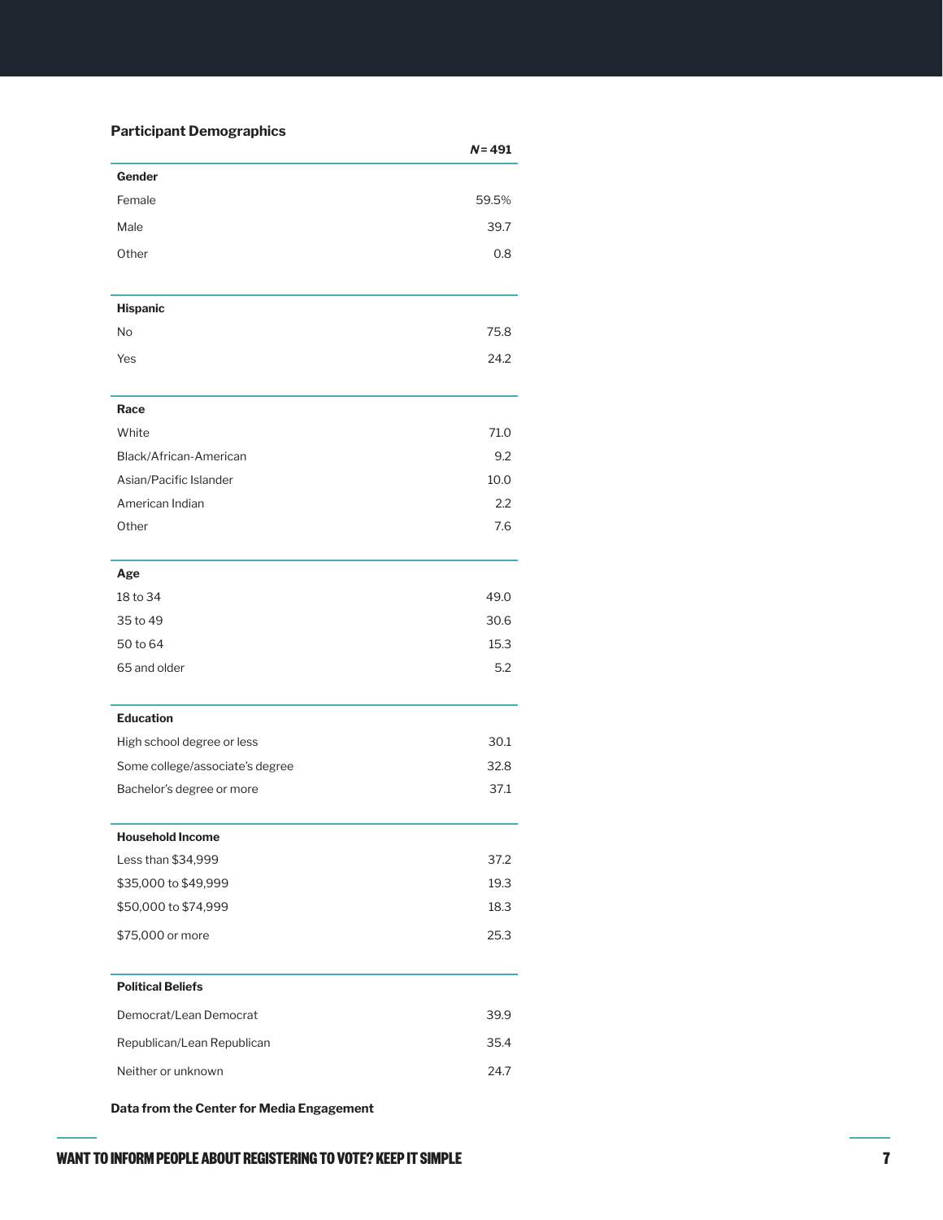**Participant Demographics**

| | ***N* = 491** |
|---|---|
| **Gender** | |
| Female | 59.5% |
| Male | 39.7 |
| Other | 0.8 |
| **Hispanic** | |
| No | 75.8 |
| Yes | 24.2 |
| **Race** | |
| White | 71.0 |
| Black/African-American | 9.2 |
| Asian/Pacific Islander | 10.0 |
| American Indian | 2.2 |
| Other | 7.6 |
| **Age** | |
| 18 to 34 | 49.0 |
| 35 to 49 | 30.6 |
| 50 to 64 | 15.3 |
| 65 and older | 5.2 |
| **Education** | |
| High school degree or less | 30.1 |
| Some college/associate's degree | 32.8 |
| Bachelor's degree or more | 37.1 |
| **Household Income** | |
| Less than $34,999 | 37.2 |
| $35,000 to $49,999 | 19.3 |
| $50,000 to $74,999 | 18.3 |
| $75,000 or more | 25.3 |
| **Political Beliefs** | |
| Democrat/Lean Democrat | 39.9 |
| Republican/Lean Republican | 35.4 |
| Neither or unknown | 24.7 |

**Data from the Center for Media Engagement**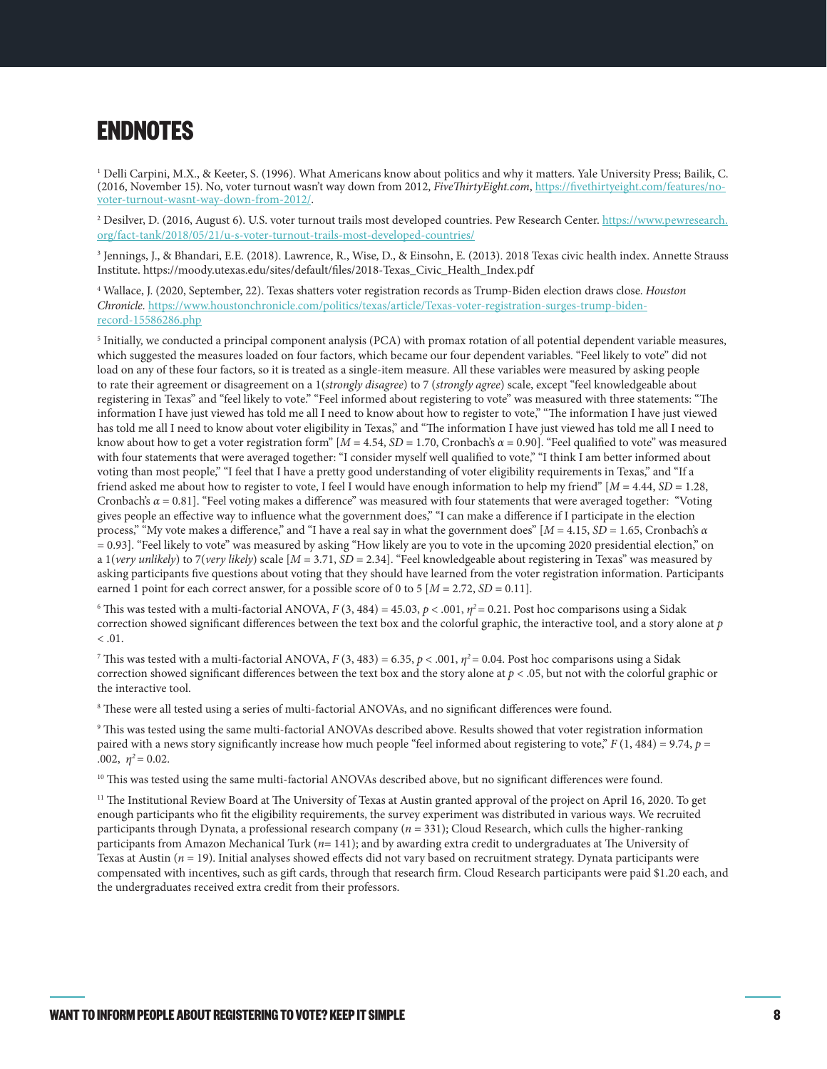# ENDNOTES

[1] Delli Carpini, M.X., & Keeter, S. (1996). What Americans know about politics and why it matters. Yale University Press; Bailik, C. (2016, November 15). No, voter turnout wasn't way down from 2012, *FiveThirtyEight.com*, https://fivethirtyeight.com/features/no-voter-turnout-wasnt-way-down-from-2012/.

[2] Desilver, D. (2016, August 6). U.S. voter turnout trails most developed countries. Pew Research Center. https://www.pewresearch.org/fact-tank/2018/05/21/u-s-voter-turnout-trails-most-developed-countries/

[3] Jennings, J., & Bhandari, E.E. (2018). Lawrence, R., Wise, D., & Einsohn, E. (2013). 2018 Texas civic health index. Annette Strauss Institute. https://moody.utexas.edu/sites/default/files/2018-Texas_Civic_Health_Index.pdf

[4] Wallace, J. (2020, September, 22). Texas shatters voter registration records as Trump-Biden election draws close. *Houston Chronicle*. https://www.houstonchronicle.com/politics/texas/article/Texas-voter-registration-surges-trump-biden-record-15586286.php

[5] Initially, we conducted a principal component analysis (PCA) with promax rotation of all potential dependent variable measures, which suggested the measures loaded on four factors, which became our four dependent variables. "Feel likely to vote" did not load on any of these four factors, so it is treated as a single-item measure. All these variables were measured by asking people to rate their agreement or disagreement on a 1(*strongly disagree*) to 7 (*strongly agree*) scale, except "feel knowledgeable about registering in Texas" and "feel likely to vote." "Feel informed about registering to vote" was measured with three statements: "The information I have just viewed has told me all I need to know about how to register to vote," "The information I have just viewed has told me all I need to know about voter eligibility in Texas," and "The information I have just viewed has told me all I need to know about how to get a voter registration form" [$M = 4.54$, $SD = 1.70$, Cronbach's $\alpha = 0.90$]. "Feel qualified to vote" was measured with four statements that were averaged together: "I consider myself well qualified to vote," "I think I am better informed about voting than most people," "I feel that I have a pretty good understanding of voter eligibility requirements in Texas," and "If a friend asked me about how to register to vote, I feel I would have enough information to help my friend" [$M = 4.44$, $SD = 1.28$, Cronbach's $\alpha = 0.81$]. "Feel voting makes a difference" was measured with four statements that were averaged together: "Voting gives people an effective way to influence what the government does," "I can make a difference if I participate in the election process," "My vote makes a difference," and "I have a real say in what the government does" [$M = 4.15$, $SD = 1.65$, Cronbach's $\alpha = 0.93$]. "Feel likely to vote" was measured by asking "How likely are you to vote in the upcoming 2020 presidential election," on a 1(*very unlikely*) to 7(*very likely*) scale [$M = 3.71$, $SD = 2.34$]. "Feel knowledgeable about registering in Texas" was measured by asking participants five questions about voting that they should have learned from the voter registration information. Participants earned 1 point for each correct answer, for a possible score of 0 to 5 [$M = 2.72$, $SD = 0.11$].

[6] This was tested with a multi-factorial ANOVA, $F(3, 484) = 45.03$, $p < .001$, $\eta^2 = 0.21$. Post hoc comparisons using a Sidak correction showed significant differences between the text box and the colorful graphic, the interactive tool, and a story alone at $p < .01$.

[7] This was tested with a multi-factorial ANOVA, $F(3, 483) = 6.35$, $p < .001$, $\eta^2 = 0.04$. Post hoc comparisons using a Sidak correction showed significant differences between the text box and the story alone at $p < .05$, but not with the colorful graphic or the interactive tool.

[8] These were all tested using a series of multi-factorial ANOVAs, and no significant differences were found.

[9] This was tested using the same multi-factorial ANOVAs described above. Results showed that voter registration information paired with a news story significantly increase how much people "feel informed about registering to vote," $F(1, 484) = 9.74$, $p = .002$, $\eta^2 = 0.02$.

[10] This was tested using the same multi-factorial ANOVAs described above, but no significant differences were found.

[11] The Institutional Review Board at The University of Texas at Austin granted approval of the project on April 16, 2020. To get enough participants who fit the eligibility requirements, the survey experiment was distributed in various ways. We recruited participants through Dynata, a professional research company ($n = 331$); Cloud Research, which culls the higher-ranking participants from Amazon Mechanical Turk ($n = 141$); and by awarding extra credit to undergraduates at The University of Texas at Austin ($n = 19$). Initial analyses showed effects did not vary based on recruitment strategy. Dynata participants were compensated with incentives, such as gift cards, through that research firm. Cloud Research participants were paid $1.20 each, and the undergraduates received extra credit from their professors.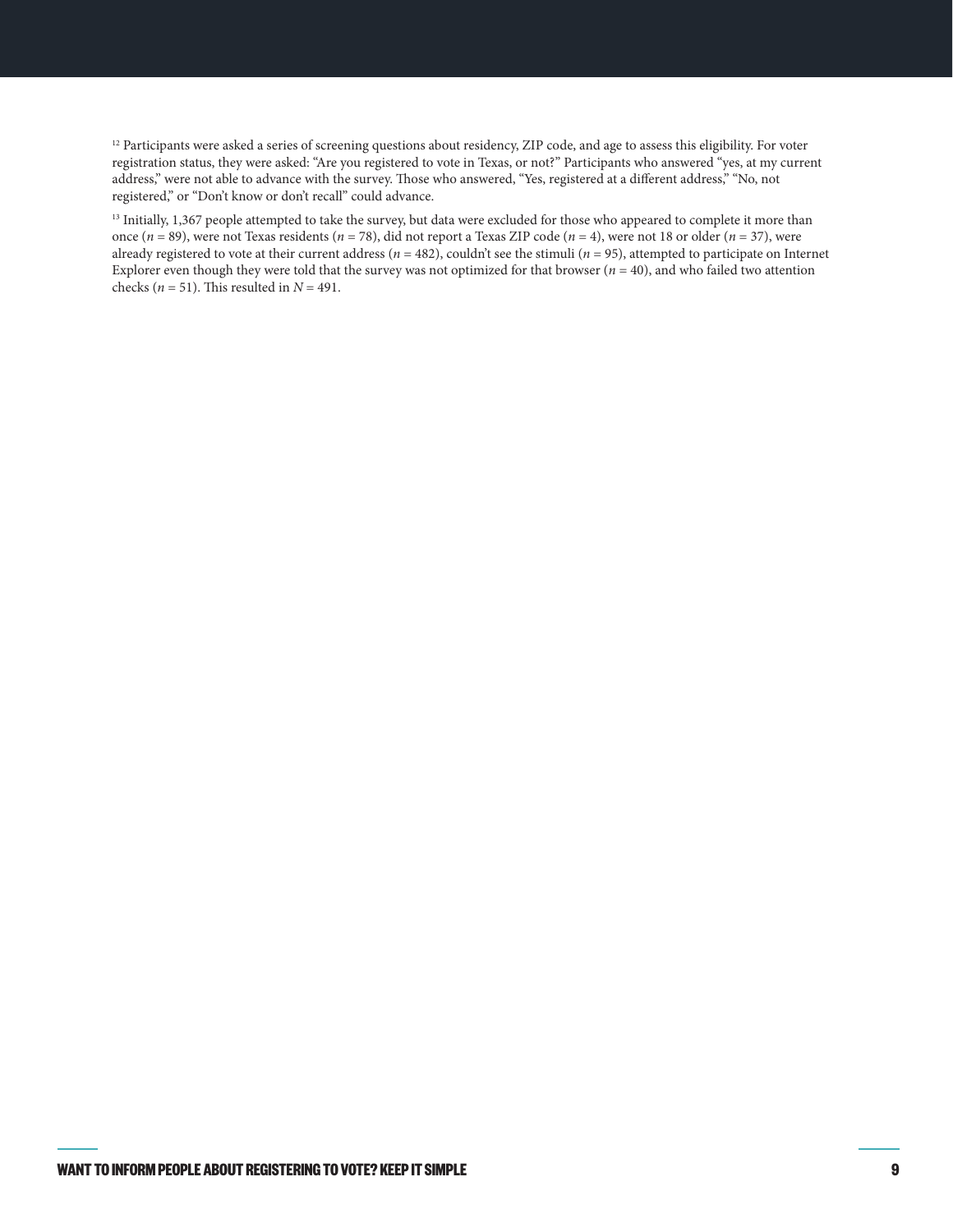[12] Participants were asked a series of screening questions about residency, ZIP code, and age to assess this eligibility. For voter registration status, they were asked: "Are you registered to vote in Texas, or not?" Participants who answered "yes, at my current address," were not able to advance with the survey. Those who answered, "Yes, registered at a different address," "No, not registered," or "Don't know or don't recall" could advance.

[13] Initially, 1,367 people attempted to take the survey, but data were excluded for those who appeared to complete it more than once ($n$ = 89), were not Texas residents ($n$ = 78), did not report a Texas ZIP code ($n$ = 4), were not 18 or older ($n$ = 37), were already registered to vote at their current address ($n$ = 482), couldn't see the stimuli ($n$ = 95), attempted to participate on Internet Explorer even though they were told that the survey was not optimized for that browser ($n$ = 40), and who failed two attention checks ($n$ = 51). This resulted in $N$ = 491.